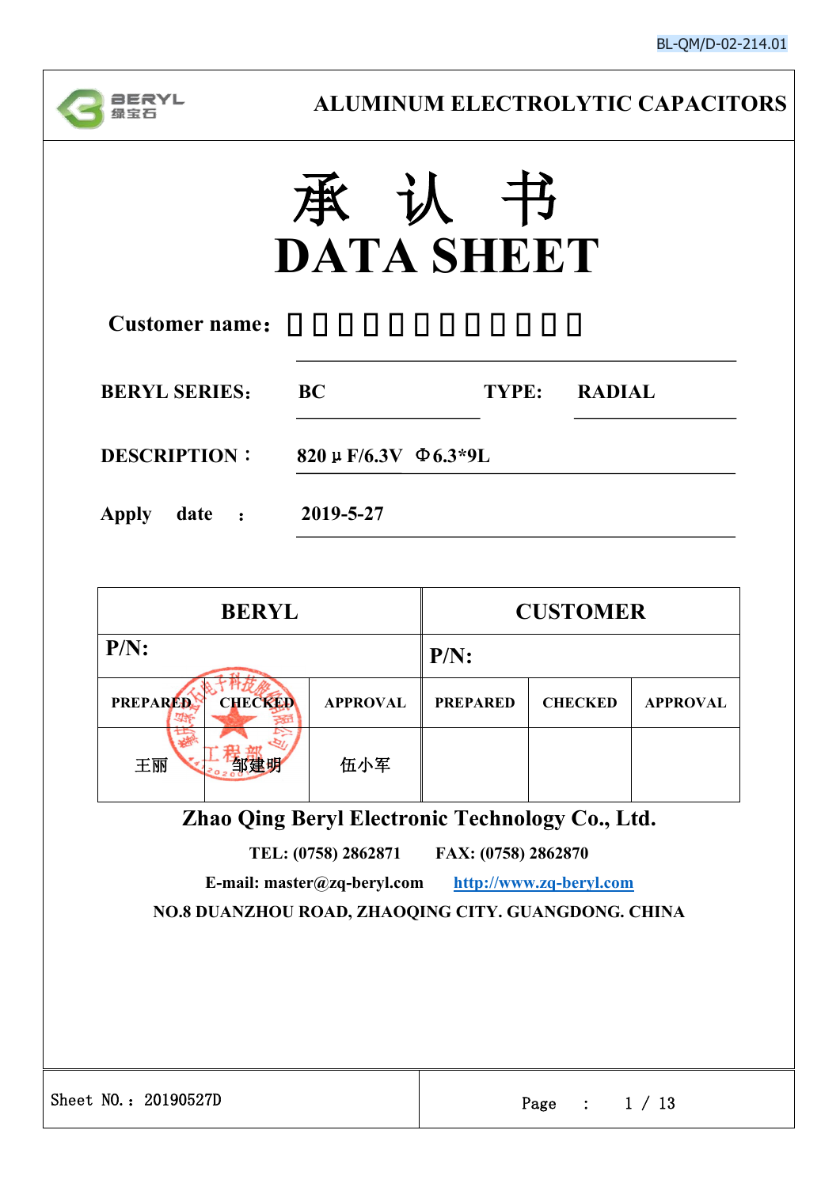BL-QM/D-02-214.01

BERYL 绿宝石

**ALUMINUM ELECTROLYTIC CAPACITORS**

# 承 认 书
# DATA SHEET

**Customer name：** □□□□□□□□□□□□

**BERYL SERIES：** BC **TYPE:** RADIAL

**DESCRIPTION：** 820μF/6.3V Φ6.3*9L

**Apply date ：** 2019-5-27

| BERYL | | | CUSTOMER | | |
|---|---|---|---|---|---|
| P/N: | | | P/N: | | |
| PREPARED | CHECKED | APPROVAL | PREPARED | CHECKED | APPROVAL |
| 王丽 | 邹建明 | 伍小军 | | | |

**Zhao Qing Beryl Electronic Technology Co., Ltd.**

**TEL: (0758) 2862871 FAX: (0758) 2862870**

**E-mail: master@zq-beryl.com** **http://www.zq-beryl.com**

**NO.8 DUANZHOU ROAD, ZHAOQING CITY. GUANGDONG. CHINA**

Sheet NO.：20190527D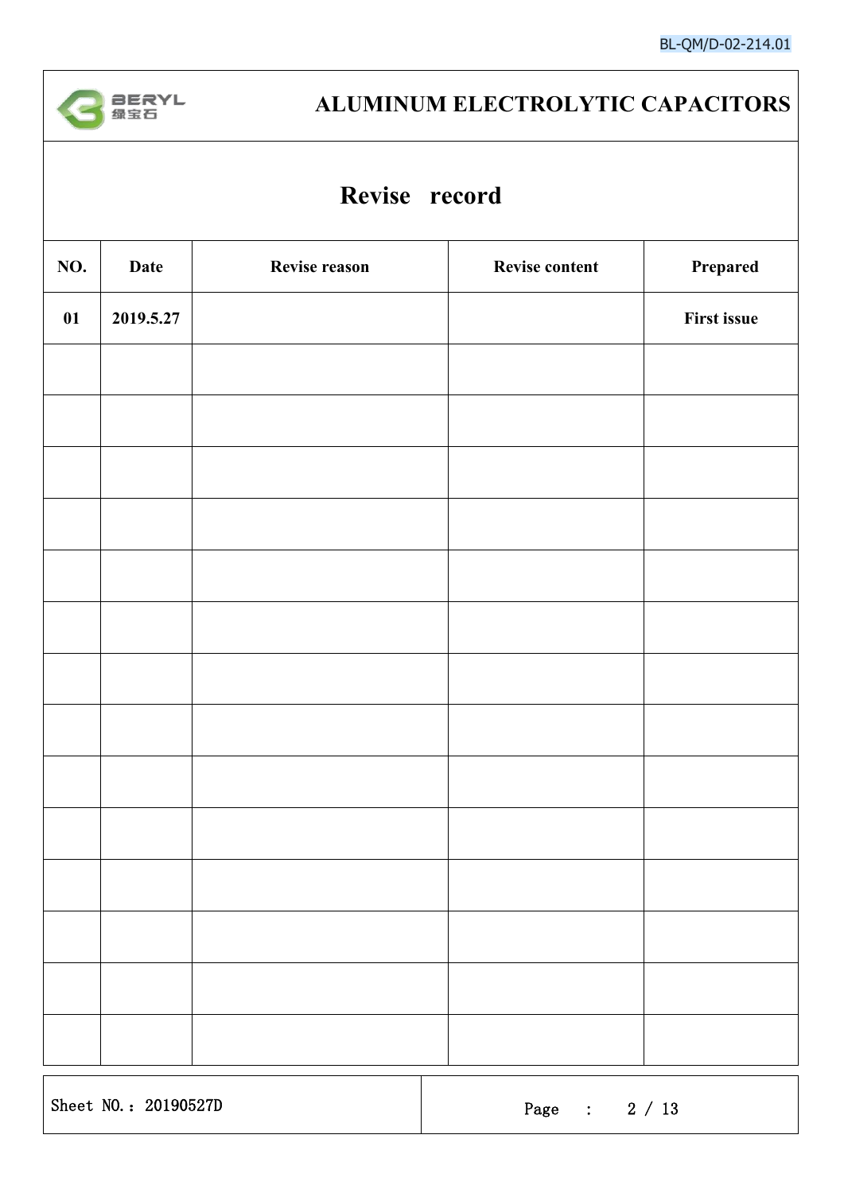# ALUMINUM ELECTROLYTIC CAPACITORS

## Revise record

| NO. | Date | Revise reason | Revise content | Prepared |
|---|---|---|---|---|
| 01 | 2019.5.27 | | | First issue |
| | | | | |
| | | | | |
| | | | | |
| | | | | |
| | | | | |
| | | | | |
| | | | | |
| | | | | |
| | | | | |
| | | | | |
| | | | | |
| | | | | |
| | | | | |
| | | | | |

Sheet NO.：20190527D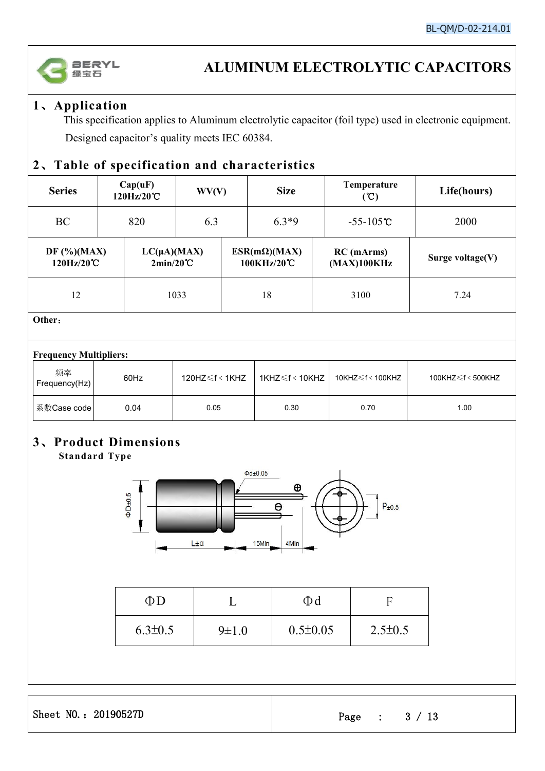# ALUMINUM ELECTROLYTIC CAPACITORS

## 1、Application

This specification applies to Aluminum electrolytic capacitor (foil type) used in electronic equipment. Designed capacitor's quality meets IEC 60384.

## 2、Table of specification and characteristics

| Series | Cap(uF) 120Hz/20℃ | WV(V) | Size | Temperature (℃) | Life(hours) |
|---|---|---|---|---|---|
| BC | 820 | 6.3 | 6.3*9 | -55-105℃ | 2000 |

| DF (%)(MAX) 120Hz/20℃ | LC(μA)(MAX) 2min/20℃ | ESR(mΩ)(MAX) 100KHz/20℃ | RC (mArms) (MAX)100KHz | Surge voltage(V) |
|---|---|---|---|---|
| 12 | 1033 | 18 | 3100 | 7.24 |

**Other：**

**Frequency Multipliers:**

| 频率 Frequency(Hz) | 60Hz | 120HZ≤f < 1KHZ | 1KHZ≤f < 10KHZ | 10KHZ≤f < 100KHZ | 100KHZ≤f < 500KHZ |
|---|---|---|---|---|---|
| 系数Case code | 0.04 | 0.05 | 0.30 | 0.70 | 1.00 |

## 3、Product Dimensions

**Standard Type**

| ΦD | L | Φd | F |
|---|---|---|---|
| 6.3±0.5 | 9±1.0 | 0.5±0.05 | 2.5±0.5 |

Sheet NO.：20190527D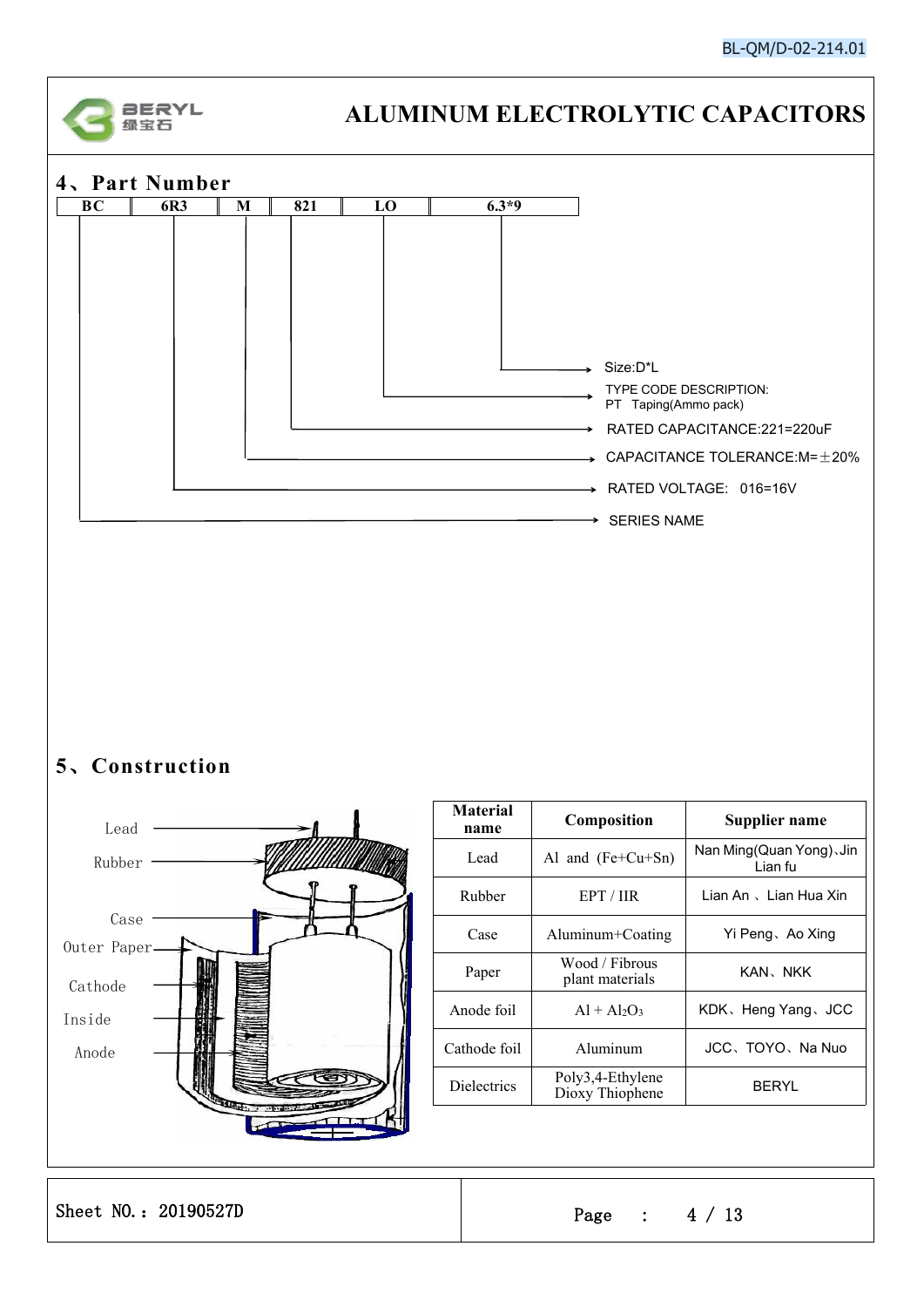## 4、Part Number

| BC | 6R3 | M | 821 | LO | 6.3*9 |
|---|---|---|---|---|---|

- 6.3*9 → Size:D*L
- LO → TYPE CODE DESCRIPTION: PT Taping(Ammo pack)
- 821 → RATED CAPACITANCE:221=220uF
- M → CAPACITANCE TOLERANCE:M=±20%
- 6R3 → RATED VOLTAGE: 016=16V
- BC → SERIES NAME

## 5、Construction

Lead

Rubber

Case

Outer Paper

Cathode

Inside

Anode

| Material name | Composition | Supplier name |
|---|---|---|
| Lead | Al and (Fe+Cu+Sn) | Nan Ming(Quan Yong)、Jin Lian fu |
| Rubber | EPT / IIR | Lian An 、Lian Hua Xin |
| Case | Aluminum+Coating | Yi Peng、Ao Xing |
| Paper | Wood / Fibrous plant materials | KAN、NKK |
| Anode foil | Al + $Al_2O_3$ | KDK、Heng Yang、JCC |
| Cathode foil | Aluminum | JCC、TOYO、Na Nuo |
| Dielectrics | Poly3,4-Ethylene Dioxy Thiophene | BERYL |

Sheet NO.：20190527D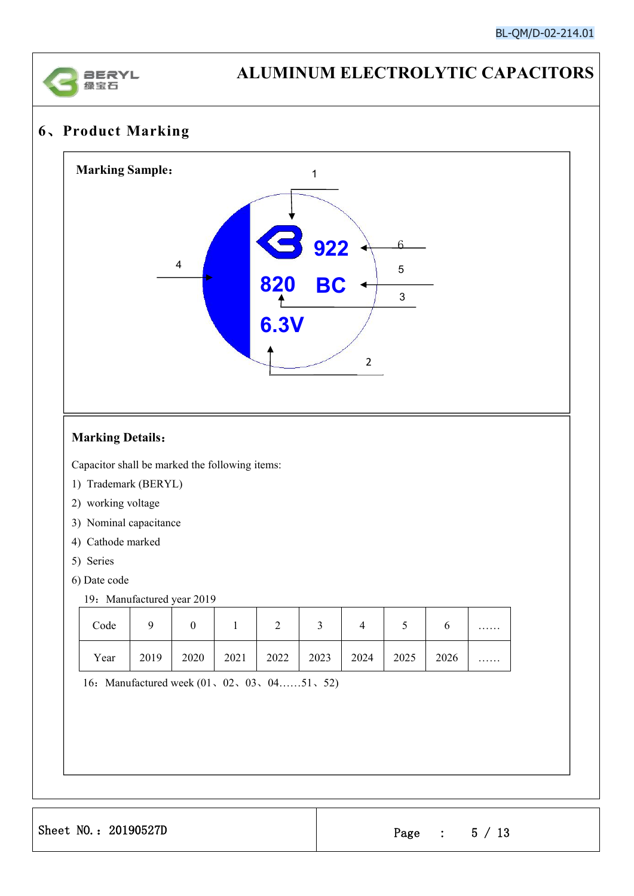# ALUMINUM ELECTROLYTIC CAPACITORS

## 6、Product Marking

**Marking Sample:**

1

922 — 6

820 BC — 5

3

4

6.3V

2

**Marking Details:**

Capacitor shall be marked the following items:

1) Trademark (BERYL)
2) working voltage
3) Nominal capacitance
4) Cathode marked
5) Series
6) Date code

19：Manufactured year 2019

| Code | 9 | 0 | 1 | 2 | 3 | 4 | 5 | 6 | …… |
|---|---|---|---|---|---|---|---|---|---|
| Year | 2019 | 2020 | 2021 | 2022 | 2023 | 2024 | 2025 | 2026 | …… |

16：Manufactured week (01、02、03、04……51、52)

Sheet NO.：20190527D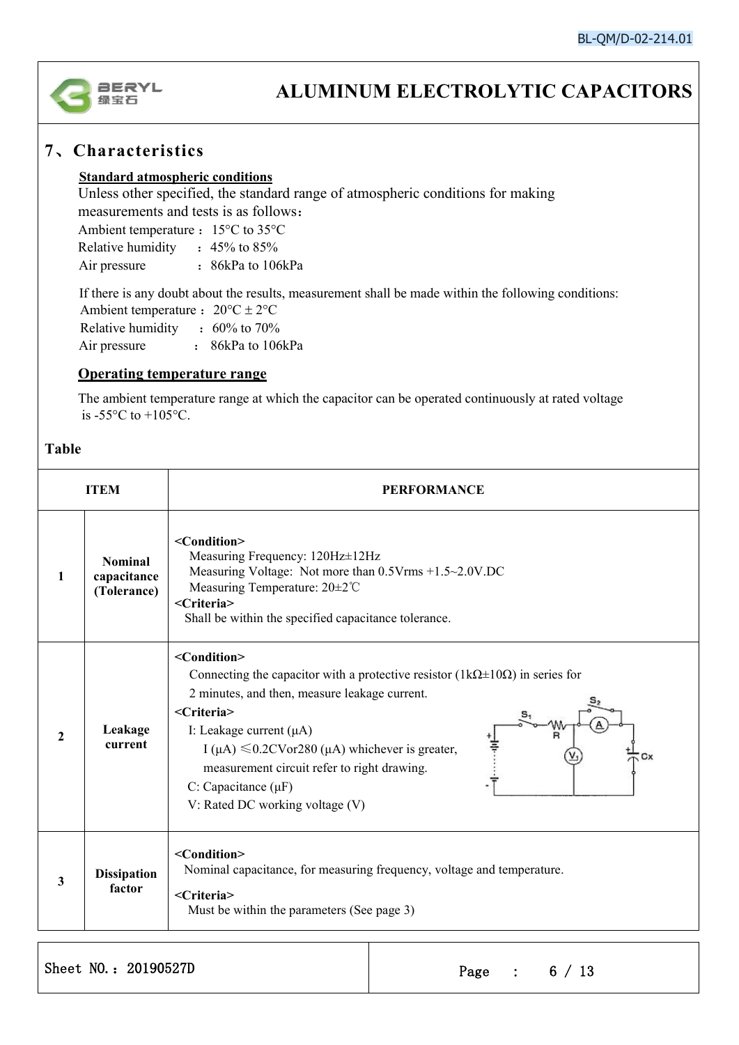# ALUMINUM ELECTROLYTIC CAPACITORS

## 7、Characteristics

**Standard atmospheric conditions**

Unless other specified, the standard range of atmospheric conditions for making measurements and tests is as follows：

Ambient temperature： 15°C to 35°C
Relative humidity ： 45% to 85%
Air pressure ： 86kPa to 106kPa

If there is any doubt about the results, measurement shall be made within the following conditions:

Ambient temperature： 20°C ± 2°C
Relative humidity ： 60% to 70%
Air pressure ： 86kPa to 106kPa

**Operating temperature range**

The ambient temperature range at which the capacitor can be operated continuously at rated voltage is -55°C to +105°C.

**Table**

| ITEM | | PERFORMANCE |
|---|---|---|
| 1 | Nominal capacitance (Tolerance) | **<Condition>** Measuring Frequency: 120Hz±12Hz Measuring Voltage: Not more than 0.5Vrms +1.5~2.0V.DC Measuring Temperature: 20±2℃ **<Criteria>** Shall be within the specified capacitance tolerance. |
| 2 | Leakage current | **<Condition>** Connecting the capacitor with a protective resistor (1kΩ±10Ω) in series for 2 minutes, and then, measure leakage current. **<Criteria>** I: Leakage current (μA) I (μA) ≤0.2CVor280 (μA) whichever is greater, measurement circuit refer to right drawing. C: Capacitance (μF) V: Rated DC working voltage (V) |
| 3 | Dissipation factor | **<Condition>** Nominal capacitance, for measuring frequency, voltage and temperature. **<Criteria>** Must be within the parameters (See page 3) |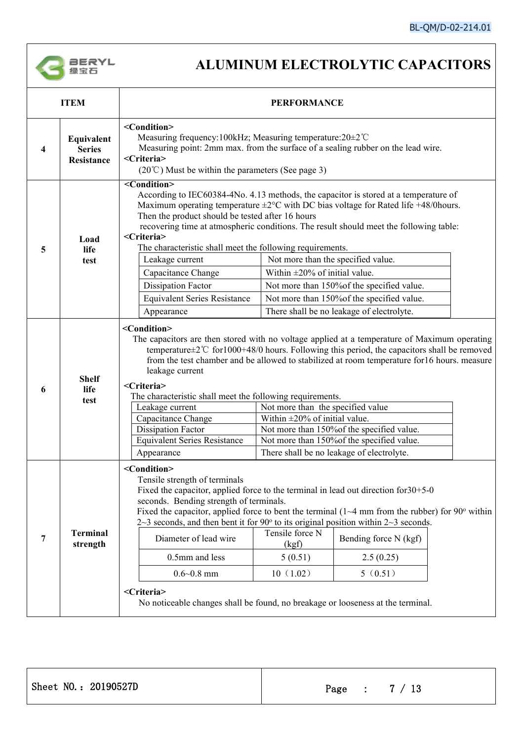# ALUMINUM ELECTROLYTIC CAPACITORS

| ITEM | | PERFORMANCE |
|---|---|---|
| 4 | Equivalent Series Resistance | **<Condition>**<br>Measuring frequency:100kHz; Measuring temperature:20±2℃<br>Measuring point: 2mm max. from the surface of a sealing rubber on the lead wire.<br>**<Criteria>**<br>(20℃) Must be within the parameters (See page 3) |
| 5 | Load life test | **<Condition>**<br>According to IEC60384-4No. 4.13 methods, the capacitor is stored at a temperature of Maximum operating temperature ±2°C with DC bias voltage for Rated life +48/0hours. Then the product should be tested after 16 hours recovering time at atmospheric conditions. The result should meet the following table:<br>**<Criteria>**<br>The characteristic shall meet the following requirements.<br>Leakage current: Not more than the specified value.<br>Capacitance Change: Within ±20% of initial value.<br>Dissipation Factor: Not more than 150%of the specified value.<br>Equivalent Series Resistance: Not more than 150%of the specified value.<br>Appearance: There shall be no leakage of electrolyte. |
| 6 | Shelf life test | **<Condition>**<br>The capacitors are then stored with no voltage applied at a temperature of Maximum operating temperature±2℃ for1000+48/0 hours. Following this period, the capacitors shall be removed from the test chamber and be allowed to stabilized at room temperature for16 hours. measure leakage current<br>**<Criteria>**<br>The characteristic shall meet the following requirements.<br>Leakage current: Not more than the specified value<br>Capacitance Change: Within ±20% of initial value.<br>Dissipation Factor: Not more than 150%of the specified value.<br>Equivalent Series Resistance: Not more than 150%of the specified value.<br>Appearance: There shall be no leakage of electrolyte. |
| 7 | Terminal strength | **<Condition>**<br>Tensile strength of terminals<br>Fixed the capacitor, applied force to the terminal in lead out direction for30+5-0 seconds. Bending strength of terminals.<br>Fixed the capacitor, applied force to bent the terminal (1~4 mm from the rubber) for 90° within 2~3 seconds, and then bent it for 90° to its original position within 2~3 seconds.<br>Diameter of lead wire / Tensile force N (kgf) / Bending force N (kgf):<br>0.5mm and less: 5 (0.51) / 2.5 (0.25)<br>0.6~0.8 mm: 10（1.02） / 5（0.51）<br>**<Criteria>**<br>No noticeable changes shall be found, no breakage or looseness at the terminal. |

Sheet NO.：20190527D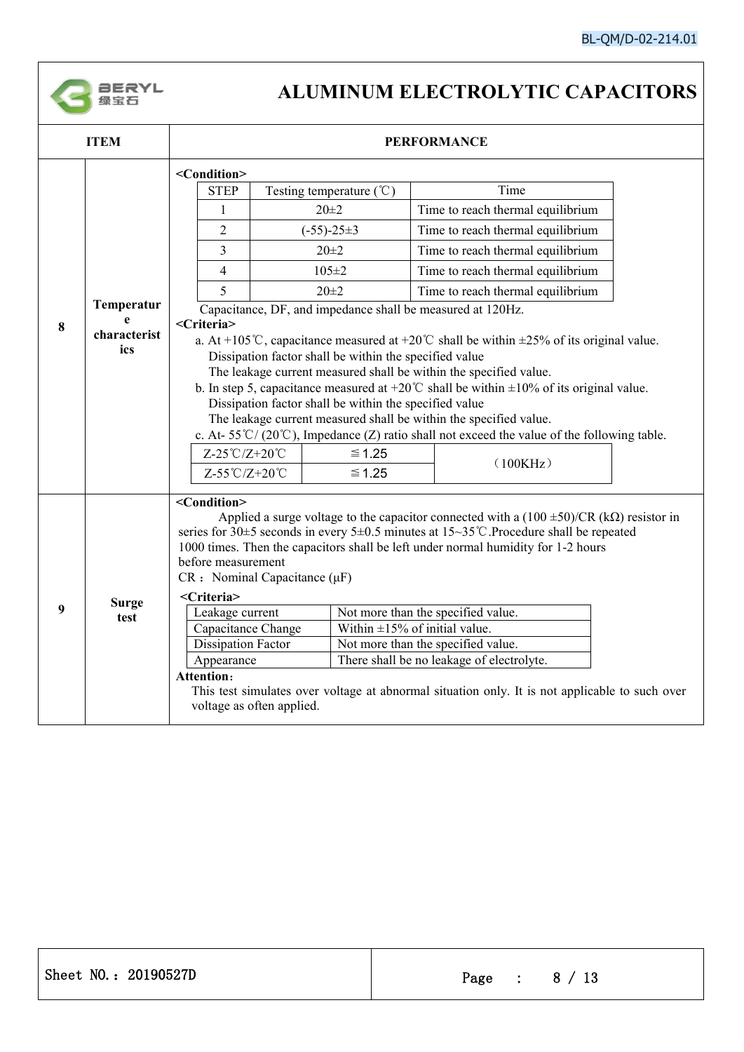# ALUMINUM ELECTROLYTIC CAPACITORS

| ITEM | | PERFORMANCE |
|---|---|---|
| 8 | Temperature characteristics | See below |
| 9 | Surge test | See below |

**8 Temperature characteristics**

**<Condition>**

| STEP | Testing temperature (℃) | Time |
|---|---|---|
| 1 | 20±2 | Time to reach thermal equilibrium |
| 2 | (-55)-25±3 | Time to reach thermal equilibrium |
| 3 | 20±2 | Time to reach thermal equilibrium |
| 4 | 105±2 | Time to reach thermal equilibrium |
| 5 | 20±2 | Time to reach thermal equilibrium |

Capacitance, DF, and impedance shall be measured at 120Hz.

**<Criteria>**

a. At +105℃, capacitance measured at +20℃ shall be within ±25% of its original value.
   Dissipation factor shall be within the specified value
   The leakage current measured shall be within the specified value.

b. In step 5, capacitance measured at +20℃ shall be within ±10% of its original value.
   Dissipation factor shall be within the specified value
   The leakage current measured shall be within the specified value.

c. At- 55℃/ (20℃), Impedance (Z) ratio shall not exceed the value of the following table.

| Z-25℃/Z+20℃ | ≦1.25 | （100KHz） |
|---|---|---|
| Z-55℃/Z+20℃ | ≦1.25 | |

**9 Surge test**

**<Condition>**

Applied a surge voltage to the capacitor connected with a (100 ±50)/CR (kΩ) resistor in series for 30±5 seconds in every 5±0.5 minutes at 15~35℃.Procedure shall be repeated 1000 times. Then the capacitors shall be left under normal humidity for 1-2 hours before measurement

CR： Nominal Capacitance (μF)

**<Criteria>**

| Leakage current | Not more than the specified value. |
|---|---|
| Capacitance Change | Within ±15% of initial value. |
| Dissipation Factor | Not more than the specified value. |
| Appearance | There shall be no leakage of electrolyte. |

**Attention**:

This test simulates over voltage at abnormal situation only. It is not applicable to such over voltage as often applied.

Sheet NO.：20190527D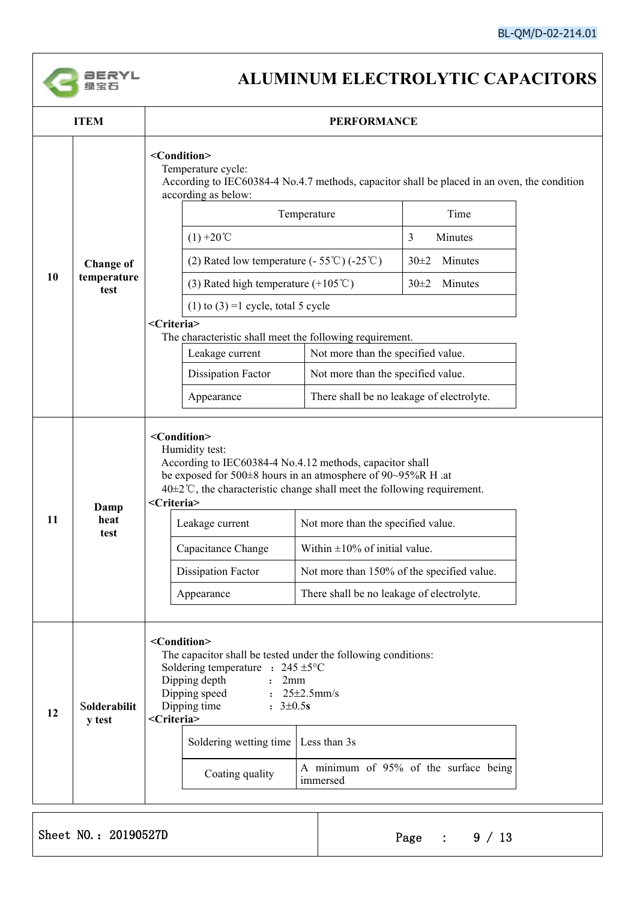# ALUMINUM ELECTROLYTIC CAPACITORS

| ITEM | | PERFORMANCE |
|---|---|---|
| 10 | **Change of temperature test** | See below |
| 11 | **Damp heat test** | See below |
| 12 | **Solderability test** | See below |

## 10 Change of temperature test

**<Condition>**

Temperature cycle:
According to IEC60384-4 No.4.7 methods, capacitor shall be placed in an oven, the condition according as below:

| Temperature | Time |
|---|---|
| (1) +20℃ | 3 Minutes |
| (2) Rated low temperature (- 55℃) (-25℃) | 30±2 Minutes |
| (3) Rated high temperature (+105℃) | 30±2 Minutes |
| (1) to (3) =1 cycle, total 5 cycle | |

**<Criteria>**

The characteristic shall meet the following requirement.

| | |
|---|---|
| Leakage current | Not more than the specified value. |
| Dissipation Factor | Not more than the specified value. |
| Appearance | There shall be no leakage of electrolyte. |

## 11 Damp heat test

**<Condition>**

Humidity test:
According to IEC60384-4 No.4.12 methods, capacitor shall be exposed for 500±8 hours in an atmosphere of 90~95%R H .at 40±2℃, the characteristic change shall meet the following requirement.

**<Criteria>**

| | |
|---|---|
| Leakage current | Not more than the specified value. |
| Capacitance Change | Within ±10% of initial value. |
| Dissipation Factor | Not more than 150% of the specified value. |
| Appearance | There shall be no leakage of electrolyte. |

## 12 Solderability test

**<Condition>**

The capacitor shall be tested under the following conditions:

Soldering temperature ： 245 ±5°C
Dipping depth ： 2mm
Dipping speed ： 25±2.5mm/s
Dipping time ： 3±0.5**s**

**<Criteria>**

| | |
|---|---|
| Soldering wetting time | Less than 3s |
| Coating quality | A minimum of 95% of the surface being immersed |

Sheet NO.：20190527D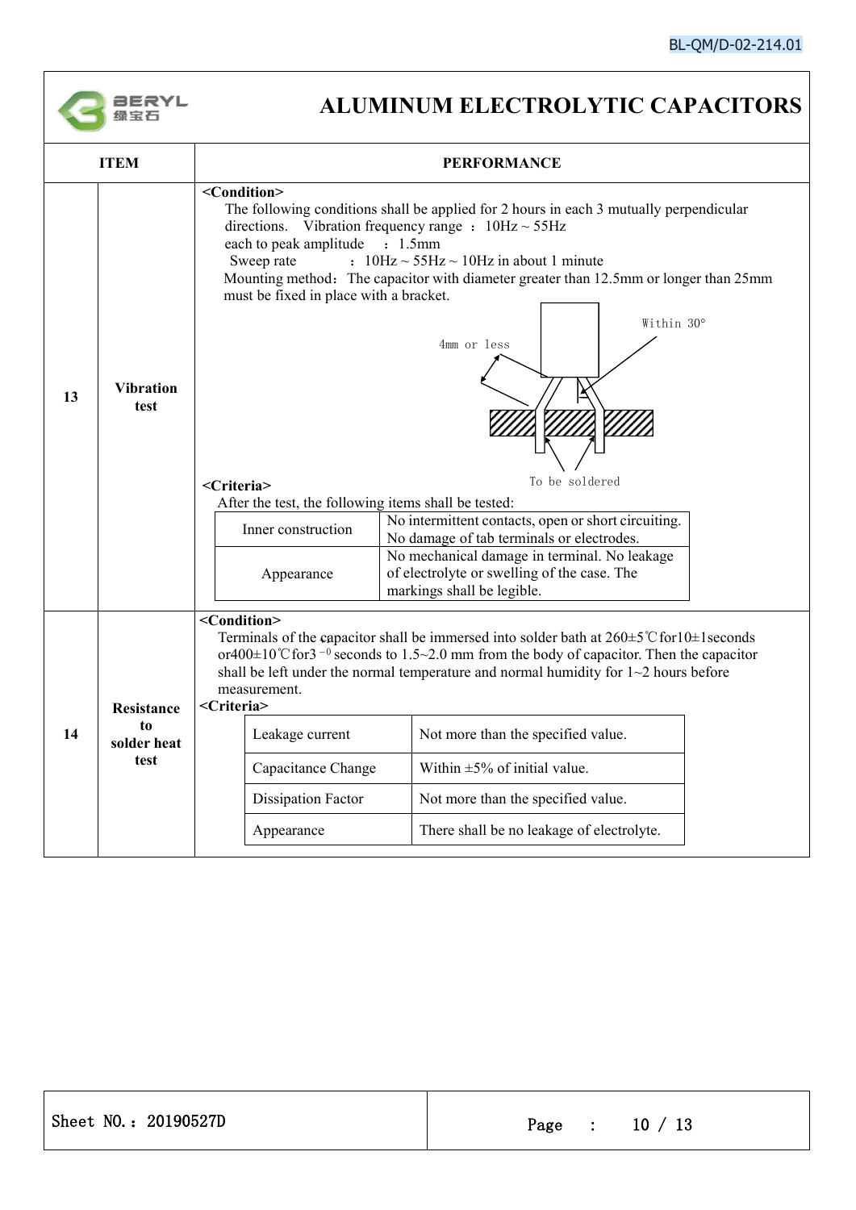# ALUMINUM ELECTROLYTIC CAPACITORS

| ITEM | | PERFORMANCE |
|---|---|---|
| 13 | Vibration test | **<Condition>**<br>The following conditions shall be applied for 2 hours in each 3 mutually perpendicular directions. Vibration frequency range ：10Hz ~ 55Hz<br>each to peak amplitude ：1.5mm<br>Sweep rate ：10Hz ~ 55Hz ~ 10Hz in about 1 minute<br>Mounting method：The capacitor with diameter greater than 12.5mm or longer than 25mm must be fixed in place with a bracket.<br>4mm or less / Within 30° / To be soldered<br>**<Criteria>**<br>After the test, the following items shall be tested:<br>Inner construction: No intermittent contacts, open or short circuiting. No damage of tab terminals or electrodes.<br>Appearance: No mechanical damage in terminal. No leakage of electrolyte or swelling of the case. The markings shall be legible. |
| 14 | Resistance to solder heat test | **<Condition>**<br>Terminals of the capacitor shall be immersed into solder bath at 260±5℃for10±1seconds or400±10℃for3 $^{-0}$ seconds to 1.5~2.0 mm from the body of capacitor. Then the capacitor shall be left under the normal temperature and normal humidity for 1~2 hours before measurement.<br>**<Criteria>**<br>Leakage current: Not more than the specified value.<br>Capacitance Change: Within ±5% of initial value.<br>Dissipation Factor: Not more than the specified value.<br>Appearance: There shall be no leakage of electrolyte. |

Sheet NO.：20190527D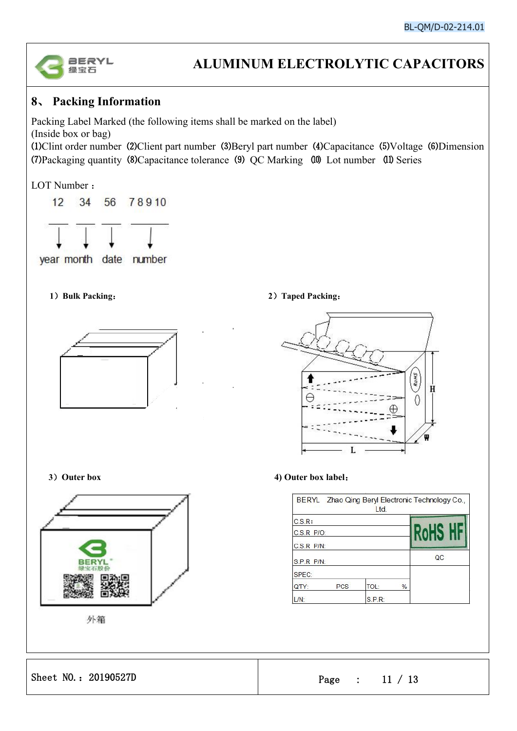# ALUMINUM ELECTROLYTIC CAPACITORS

## 8、 Packing Information

Packing Label Marked (the following items shall be marked on the label)
(Inside box or bag)
⑴Clint order number ⑵Client part number ⑶Beryl part number ⑷Capacitance ⑸Voltage ⑹Dimension ⑺Packaging quantity ⑻Capacitance tolerance ⑼ QC Marking ⑽ Lot number ⑾ Series

LOT Number：

| 12 | 34 | 56 | 7 8 9 10 |
|---|---|---|---|
| year | month | date | number |

1）Bulk Packing：

2）Taped Packing：

3）Outer box

外箱

4) Outer box label：

| BERYL Zhao Qing Beryl Electronic Technology Co., Ltd. | | | |
|---|---|---|---|
| C.S.R: | | | RoHS HF |
| C.S.R P/O: | | | |
| C.S.R P/N: | | | |
| S.P.R P/N: | | | QC |
| SPEC: | | | |
| QTY: | PCS | TOL: % | |
| L/N: | | S.P.R: | |

Sheet NO.：20190527D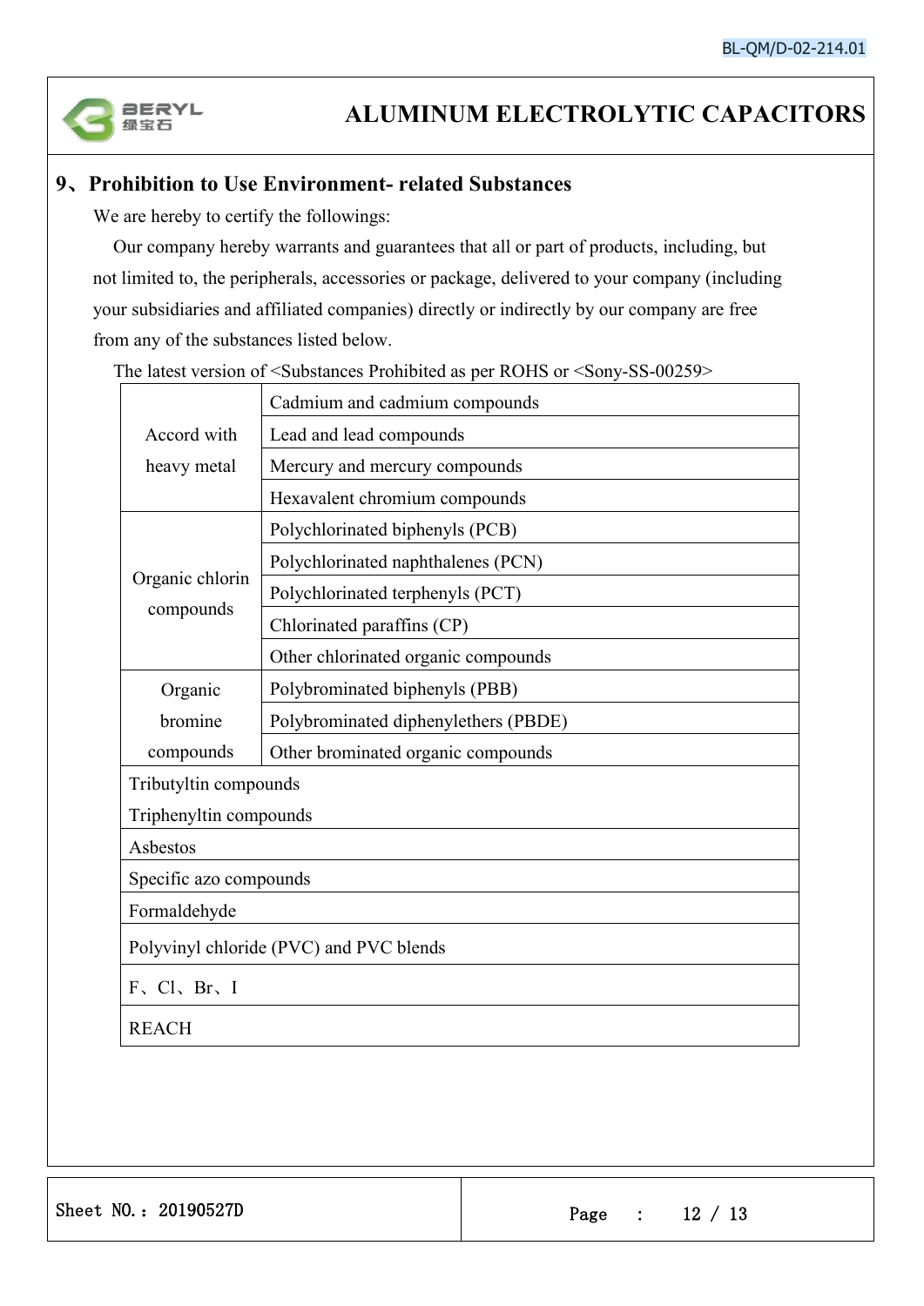## 9、Prohibition to Use Environment- related Substances

We are hereby to certify the followings:

Our company hereby warrants and guarantees that all or part of products, including, but not limited to, the peripherals, accessories or package, delivered to your company (including your subsidiaries and affiliated companies) directly or indirectly by our company are free from any of the substances listed below.

The latest version of <Substances Prohibited as per ROHS or <Sony-SS-00259>

| Category | Substance |
|---|---|
| Accord with heavy metal | Cadmium and cadmium compounds |
| | Lead and lead compounds |
| | Mercury and mercury compounds |
| | Hexavalent chromium compounds |
| Organic chlorin compounds | Polychlorinated biphenyls (PCB) |
| | Polychlorinated naphthalenes (PCN) |
| | Polychlorinated terphenyls (PCT) |
| | Chlorinated paraffins (CP) |
| | Other chlorinated organic compounds |
| Organic bromine compounds | Polybrominated biphenyls (PBB) |
| | Polybrominated diphenylethers (PBDE) |
| | Other brominated organic compounds |
| Tributyltin compounds<br>Triphenyltin compounds | |
| Asbestos | |
| Specific azo compounds | |
| Formaldehyde | |
| Polyvinyl chloride (PVC) and PVC blends | |
| F、Cl、Br、I | |
| REACH | |

Sheet NO.：20190527D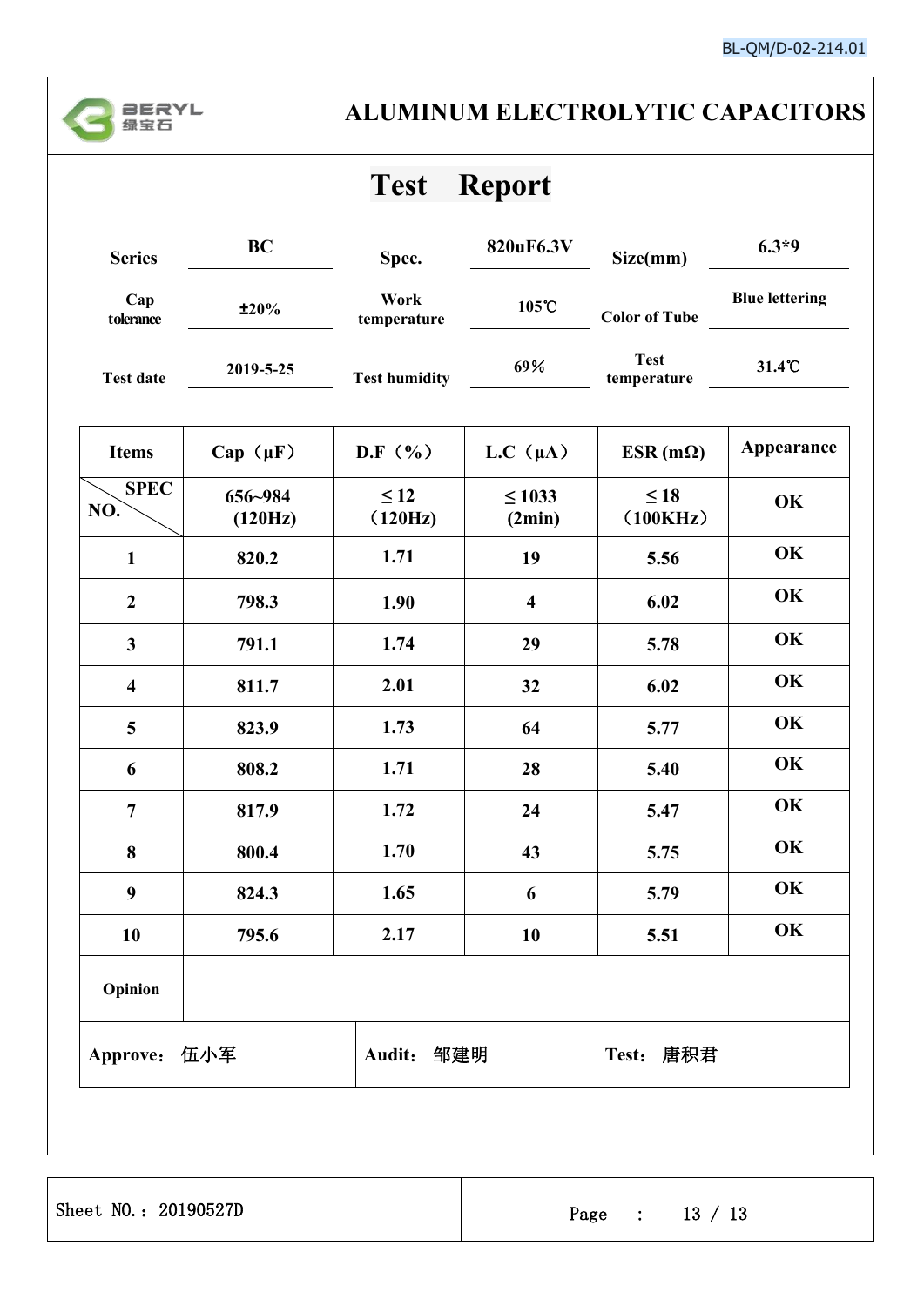BERYL 绿宝石

# ALUMINUM ELECTROLYTIC CAPACITORS

## Test Report

| | | | | | |
|---|---|---|---|---|---|
| Series | BC | Spec. | 820uF6.3V | Size(mm) | 6.3*9 |
| Cap tolerance | ±20% | Work temperature | 105℃ | Color of Tube | Blue lettering |
| Test date | 2019-5-25 | Test humidity | 69% | Test temperature | 31.4℃ |

| Items | Cap（μF） | D.F（%） | L.C（μA） | ESR (mΩ) | Appearance |
|---|---|---|---|---|---|
| SPEC / NO. | 656~984 (120Hz) | ≤ 12 （120Hz) | ≤ 1033 (2min) | ≤ 18 （100KHz） | OK |
| 1 | 820.2 | 1.71 | 19 | 5.56 | OK |
| 2 | 798.3 | 1.90 | 4 | 6.02 | OK |
| 3 | 791.1 | 1.74 | 29 | 5.78 | OK |
| 4 | 811.7 | 2.01 | 32 | 6.02 | OK |
| 5 | 823.9 | 1.73 | 64 | 5.77 | OK |
| 6 | 808.2 | 1.71 | 28 | 5.40 | OK |
| 7 | 817.9 | 1.72 | 24 | 5.47 | OK |
| 8 | 800.4 | 1.70 | 43 | 5.75 | OK |
| 9 | 824.3 | 1.65 | 6 | 5.79 | OK |
| 10 | 795.6 | 2.17 | 10 | 5.51 | OK |
| Opinion | | | | | |

| | | |
|---|---|---|
| Approve： 伍小军 | Audit： 邹建明 | Test： 唐积君 |

Sheet NO.：20190527D